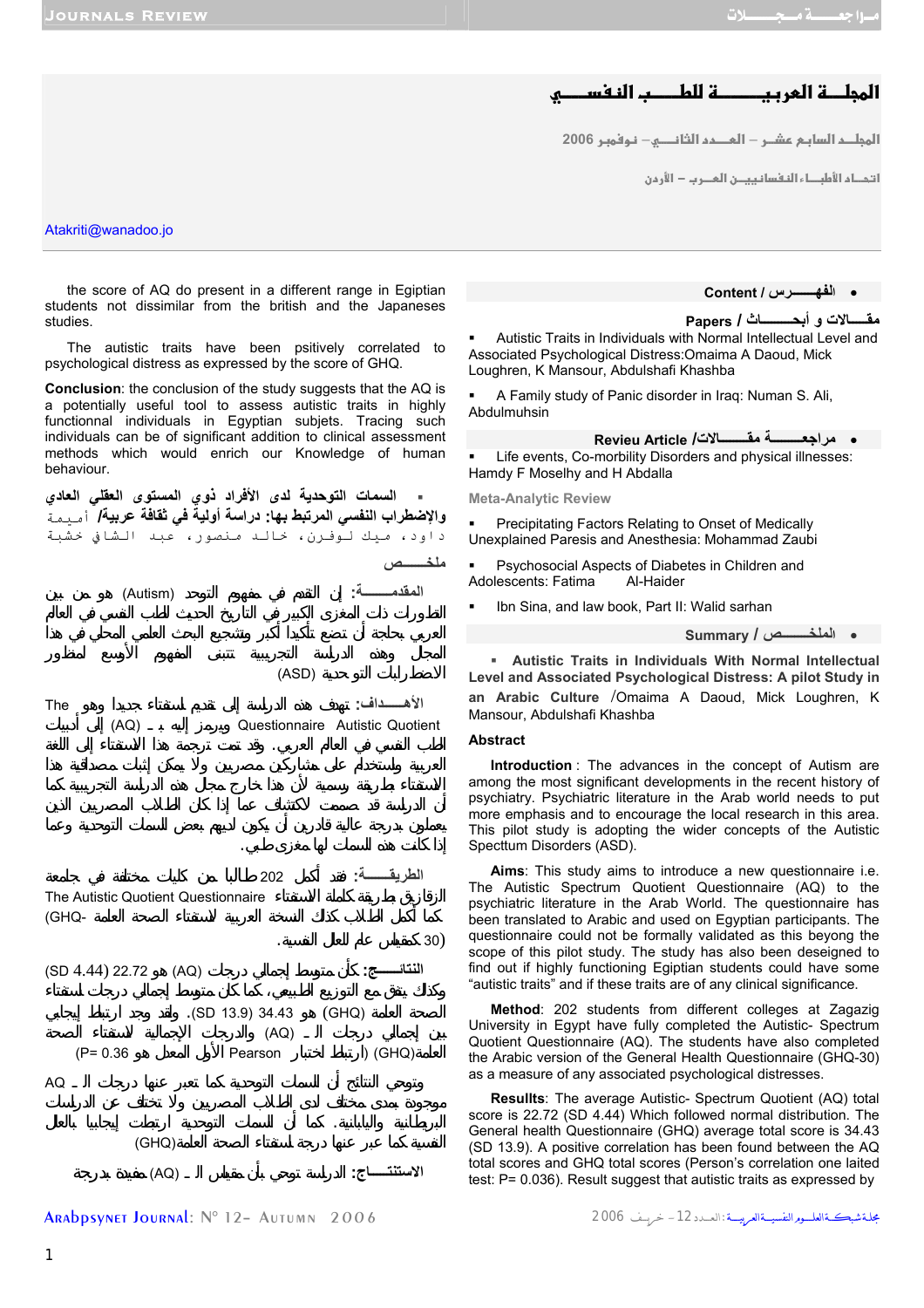# المجلـة العربيـــــــة للطـــب النفســـي

المجلــد السابع عشـر – العـــدد الثانـــي – نوفمبر 2006

اتحــاد الأطبــاء النفسانييــن العــرب – الأردن

Atakriti@wanadoo.jo

- **Content / الفهـــــرس**

**Papers / مقـــالات و أبحـــاث**

- Autistic Traits in Individuals with Normal Intellectual Level and Associated Psychological Distress:Omaima A Daoud, Mick Loughren, K Mansour, Abdulshafi Khashba
- A Family study of Panic disorder in Iraq: Numan S. Ali, Abdulmuhsin

- **Revieu Article /مراجعـــــة مقـــالات**

- Life events, Co-morbility Disorders and physical illnesses: Hamdy F Moselhy and H Abdalla

Meta-Analytic Review

- Precipitating Factors Relating to Onset of Medically Unexplained Paresis and Anesthesia: Mohammad Zaubi
- Psychosocial Aspects of Diabetes in Children and Adolescents: Fatima Al-Haider
- Ibn Sina, and law book, Part II: Walid sarhan

- **Summary / الملخـــص**

- **Autistic Traits in Individuals With Normal Intellectual Level and Associated Psychological Distress: A pilot Study in an Arabic Culture** /Omaima A Daoud, Mick Loughren, K Mansour, Abdulshafi Khashba

**Abstract**

**Introduction** : The advances in the concept of Autism are among the most significant developments in the recent history of psychiatry. Psychiatric literature in the Arab world needs to put more emphasis and to encourage the local research in this area. This pilot study is adopting the wider concepts of the Autistic Specttum Disorders (ASD).

**Aims**: This study aims to introduce a new questionnaire i.e. The Autistic Spectrum Quotient Questionnaire (AQ) to the psychiatric literature in the Arab World. The questionnaire has been translated to Arabic and used on Egyptian participants. The questionnaire could not be formally validated as this beyong the scope of this pilot study. The study has also been deseigned to find out if highly functioning Egiptian students could have some "autistic traits" and if these traits are of any clinical significance.

**Method**: 202 students from different colleges at Zagazig University in Egypt have fully completed the Autistic- Spectrum Quotient Questionnaire (AQ). The students have also completed the Arabic version of the General Health Questionnaire (GHQ-30) as a measure of any associated psychological distresses.

**Resullts**: The average Autistic- Spectrum Quotient (AQ) total score is 22.72 (SD 4.44) Which followed normal distribution. The General health Questionnaire (GHQ) average total score is 34.43 (SD 13.9). A positive correlation has been found between the AQ total scores and GHQ total scores (Person's correlation one laited test: P= 0.036). Result suggest that autistic traits as expressed by the score of AQ do present in a different range in Egiptian students not dissimilar from the british and the Japaneses studies.

The autistic traits have been psitively correlated to psychological distress as expressed by the score of GHQ.

**Conclusion**: the conclusion of the study suggests that the AQ is a potentially useful tool to assess autistic traits in highly functionnal individuals in Egyptian subjets. Tracing such individuals can be of significant addition to clinical assessment methods which would enrich our Knowledge of human behaviour.

- **السمات التوحدية لدى الأفراد ذوي المستوى العقلي العادي والإضطراب النفسي المرتبط بها: دراسة أولية في ثقافة عربية/** أميمة داود، ميك لوفرن، خالد منصور، عبد الشافي خشبة

**ملخـــص**

**المقدمـــــة:** إن التقدم في مفهوم التوحد (Autism) هو من بين التطورات ذات المغزى الكبير في التاريخ الحديث للطب النفسي في العالم العربي بحاجة أن تضع تأكيدا أكبر وتشجيع البحث العلمي المحلي في هذا المجال وهذه الدراسة التجريبية تتبنى المفهوم الأوسع لمنظور الاضطرابات التوحدية (ASD)

**الأهــــداف:** تهدف هذه الدراسة إلى تقديم استفتاء جديدا وهو The Autistic Quotient Questionnaire ويرمز إليه بـ (AQ) إلى أدبيات الطب النفسي في العالم العربي. وقد تمت ترجمة هذا الاستفتاء إلى اللغة العربية واستخدام على مشاركين مصريين ولا يمكن إثبات مصداقية هذا الاستفتاء بطريقة رسمية لأن هذا خارج مجال هذه الدراسة التجريبية كما أن الدراسة قد صممت لاكتشاف عما إذا كان الطلاب المصريين الذين يعملون بدرجة عالية قادرين أن يكون لديهم بعض السمات التوحدية وعما إذا كانت هذه السمات لها مغزى طبي.

**الطريقـــــة:** فقد أكمل 202 طالبا من كليات مختلفة في جامعة الزقازيق بطريقة كاملة الاستفتاء The Autistic Quotient Questionnaire كما أكمل الطلاب كذلك النسخة العربية لاستفتاء الصحة العامة (GHQ-30) كمقياس عام للعلل النفسية.

**النتائـــــج:** كان متوسط إجمالي درجات (AQ) هو 22.72 (SD 4.44) وكذلك يتفق مع التوزيع الطبيعي. كما كان متوسط إجمالي درجات استفتاء الصحة العامة (GHQ) هو 34.43 (SD 13.9). ولقد وجد ارتباط إيجابي بين إجمالي درجات الـ (AQ) والدرجات الإجمالية لاستفتاء الصحة العامة(GHQ) (ارتباط اختبار Pearson الأول المعامل هو P= 0.36)

وتوحي النتائج أن السمات التوحدية كما تعبر عنها درجات الـ AQ موجودة بمدى مختلف لدى الطلاب المصريين ولا تختلف عن الدراسات البريطانية واليابانية. كما أن السمات التوحدية ارتبطت إيجابيا بالعلل النفسية كما عبر عنها درجة لاستفتاء الصحة العامة(GHQ)

**الاستنتــــــاج:** الدراسة توحي بأن مقياس الـ (AQ) مفيدة بدرجة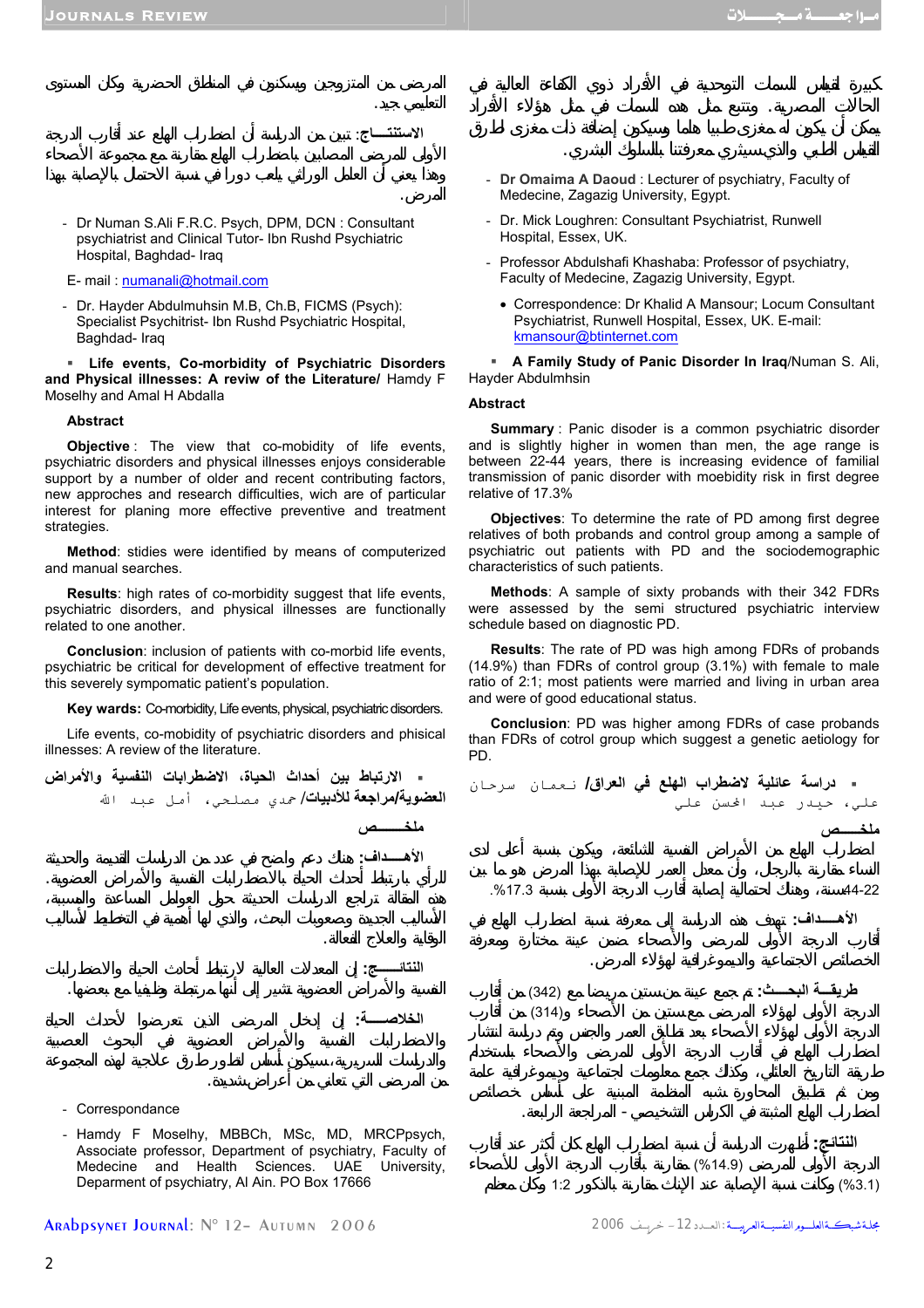كبيرة لقياس السمات التوحدية في الأفراد ذوي الكفاءة العالية في الحالات المصرية. وتتبع مثل هذه السمات في كل من هؤلاء الأفراد يمكن أن يكون له مغزى طبيا هاما وسيكون إضافة ذات مغزى لطرق القياس الطبي والذي سيثري معرفتنا بالسلوك البشري.

- **Dr Omaima A Daoud** : Lecturer of psychiatry, Faculty of Medecine, Zagazig University, Egypt.
- Dr. Mick Loughren: Consultant Psychiatrist, Runwell Hospital, Essex, UK.
- Professor Abdulshafi Khashaba: Professor of psychiatry, Faculty of Medecine, Zagazig University, Egypt.
    - Correspondence: Dr Khalid A Mansour; Locum Consultant Psychiatrist, Runwell Hospital, Essex, UK. E-mail: kmansour@btinternet.com

- **A Family Study of Panic Disorder In Iraq**/Numan S. Ali, Hayder Abdulmhsin

**Abstract**

**Summary** : Panic disoder is a common psychiatric disorder and is slightly higher in women than men, the age range is between 22-44 years, there is increasing evidence of familial transmission of panic disorder with moebidity risk in first degree relative of 17.3%

**Objectives**: To determine the rate of PD among first degree relatives of both probands and control group among a sample of psychiatric out patients with PD and the sociodemographic characteristics of such patients.

**Methods**: A sample of sixty probands with their 342 FDRs were assessed by the semi structured psychiatric interview schedule based on diagnostic PD.

**Results**: The rate of PD was high among FDRs of probands (14.9%) than FDRs of control group (3.1%) with female to male ratio of 2:1; most patients were married and living in urban area and were of good educational status.

**Conclusion**: PD was higher among FDRs of case probands than FDRs of cotrol group which suggest a genetic aetiology for PD.

- **دراسة عائلية لاضطراب الهلع في العراق/** نعمان سرحان علي، حيدر عبد المحسن علي

**ملخــــص**

اضطراب الهلع من الأمراض النفسية الشائعة، ويكون بنسبة أعلى لدى النساء مقارنة بالرجال، وأن معدل العمر للإصابة بهذا المرض هو ما بين 22-44سنة، وهناك احتمالية إصابة أقارب الدرجة الأولى بنسبة 17.3%.

**الأهــــداف:** تهدف هذه الدراسة إلى معرفة نسبة اضطراب الهلع في أقارب الدرجة الأولى للمرضى والأصحاء ضمن عينة مختارة ومعرفة الخصائص الاجتماعية والديموغرافية لهؤلاء المرضى.

**طريقــة البحــث:** تم جمع عينة من ستين مريضا مع (342) من أقارب الدرجة الأولى لهؤلاء المرضى مع ستين من الأصحاء و(314) من أقارب الدرجة الأولى لهؤلاء الأصحاء بعد تطابق العمر والجنس وتم دراسة انتشار اضطراب الهلع في أقارب الدرجة الأولى للمرضى والأصحاء باستخدام طريقة التاريخ العائلي، وكذلك تم جمع معلومات اجتماعية وديموغرافية عامة ومن ثم تم تطبيق المحاورة شبه المنظمة المبنية على أساس خصائص اضطراب الهلع المثبتة في الكراس التشخيصي - المراجعة الرابعة.

**النتائج:** أظهرت الدراسة أن نسبة اضطراب الهلع كان أكثر عند أقارب الدرجة الأولى للمرضى (14.9%) مقارنة بأقارب الدرجة الأولى للأصحاء (3.1%) وكانت نسبة الإصابة عند الإناث مقارنة بالذكور 1:2 وكان معظم المرضى من المتزوجين ويسكنون في المناطق الحضرية وكان المستوى التعليمي جيد.

**الاستنتـــاج:** تبين من الدراسة أن اضطراب الهلع عند أقارب الدرجة الأولى للمرضى المصابين باضطراب الهلع مقارنة مع مجموعة الأصحاء وهذا يعني أن العامل الوراثي يلعب دورا في نسبة الاحتمال بالإصابة بهذا المرض.

- Dr Numan S.Ali F.R.C. Psych, DPM, DCN : Consultant psychiatrist and Clinical Tutor- Ibn Rushd Psychiatric Hospital, Baghdad- Iraq

  E- mail : numanali@hotmail.com

- Dr. Hayder Abdulmuhsin M.B, Ch.B, FICMS (Psych): Specialist Psychitrist- Ibn Rushd Psychiatric Hospital, Baghdad- Iraq

- **Life events, Co-morbidity of Psychiatric Disorders and Physical illnesses: A reviw of the Literature/** Hamdy F Moselhy and Amal H Abdalla

**Abstract**

**Objective** : The view that co-mobidity of life events, psychiatric disorders and physical illnesses enjoys considerable support by a number of older and recent contributing factors, new approches and research difficulties, wich are of particular interest for planing more effective preventive and treatment strategies.

**Method**: stidies were identified by means of computerized and manual searches.

**Results**: high rates of co-morbidity suggest that life events, psychiatric disorders, and physical illnesses are functionally related to one another.

**Conclusion**: inclusion of patients with co-morbid life events, psychiatric be critical for development of effective treatment for this severely sympomatic patient's population.

**Key wards:** Co-morbidity, Life events, physical, psychiatric disorders.

Life events, co-mobidity of psychiatric disorders and physical illnesses: A review of the literature.

- **الارتباط بين أحداث الحياة، الاضطرابات النفسية والأمراض العضوية/مراجعة للأدبيات/** حمدي مصلحي، أمل عبد الله

**ملخــــص**

**الأهـــداف:** هناك دعم واضح في عدد من الدراسات القديمة والحديثة للرأي بارتباط أحداث الحياة بالاضطرابات النفسية والأمراض العضوية. هذه المقالة تراجع الدراسات الحديثة حول العوامل المساعدة والمسببة، الأساليب الجديدة وصعوبات البحث، والذي لها أهمية في التخطيط لأساليب الوقاية والعلاج الفعالة.

**النتائـــج:** إن المعدلات العالية لارتباط أحداث الحياة والاضطرابات النفسية والأمراض العضوية تشير إلى أنها مرتبطة وظيفيا مع بعضها.

**الخلاصـــة:** إن إدخال المرضى الذين تعرضوا لأحداث الحياة والاضطرابات النفسية والأمراض العضوية في البحوث العصبية والدراسات السريرية،سيكون أساس لتطوير طرق علاجية لهذه المجموعة من المرضى التي تعاني من أعراض شديدة.

- Correspondence
- Hamdy F Moselhy, MBBCh, MSc, MD, MRCPpsych, Associate professor, Department of psychiatry, Faculty of Medecine and Health Sciences. UAE University, Deparment of psychiatry, Al Ain. PO Box 17666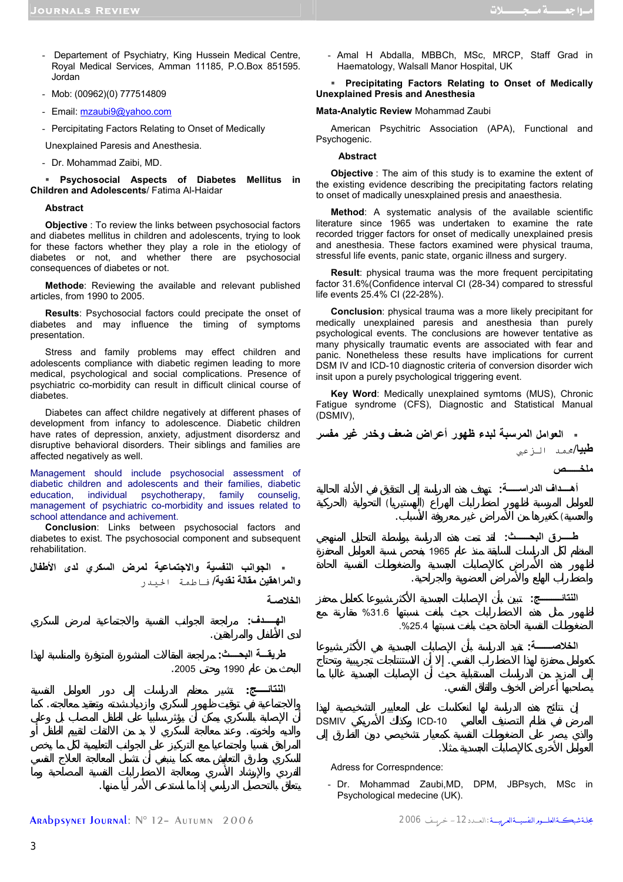- Departement of Psychiatry, King Hussein Medical Centre, Royal Medical Services, Amman 11185, P.O.Box 851595. Jordan
- Mob: (00962)(0) 777514809
- Email: mzaubi9@yahoo.com
- Percipitating Factors Relating to Onset of Medically Unexplained Paresis and Anesthesia.
- Dr. Mohammad Zaibi, MD.

▪ **Psychosocial Aspects of Diabetes Mellitus in Children and Adolescents**/ Fatima Al-Haidar

**Abstract**

**Objective** : To review the links between psychosocial factors and diabetes mellitus in children and adolescents, trying to look for these factors whether they play a role in the etiology of diabetes or not, and whether there are psychosocial consequences of diabetes or not.

**Methode**: Reviewing the available and relevant published articles, from 1990 to 2005.

**Results**: Psychosocial factors could precipate the onset of diabetes and may influence the timing of symptoms presentation.

Stress and family problems may effect children and adolescents compliance with diabetic regimen leading to more medical, psychological and social complications. Presence of psychiatric co-morbidity can result in difficult clinical course of diabetes.

Diabetes can affect childre negatively at different phases of development from infancy to adolescence. Diabetic children have rates of depression, anxiety, adjustment disordersz and disruptive behavioral disorders. Their siblings and families are affected negatively as well.

Management should include psychosocial assessment of diabetic children and adolescents and their families, diabetic education, individual psychotherapy, family counselig, management of psychiatric co-morbidity and issues related to school attendance and achivement.

**Conclusion**: Links between psychosocial factors and diabetes to exist. The psychosocial component and subsequent rehabilitation.

▪ **الجوانب النفسية والاجتماعية لمرض السكري لدى الأطفال والمراهقين مقالة نقدية/** فاطمة الحيدر

**الخلاصة**

**الهـــدف:** مراجعة الجوانب النفسية والاجتماعية لمرض السكري لدى الأطفال والمراهقين.

**طريقـة البحــث:** مراجعة المقالات المنشورة المتوفرة والمناسبة لهذا البحث من عام 1990 وحتى 2005.

**النتائـــج:** تشير معظم الدراسات إلى دور العوامل النفسية والاجتماعية في توقيت ظهور السكري وازدياد شدته وتعقيد معالجته. كما أن الإصابة بالسكري يمكن أن يؤثر سلبيا على الطفل المصاب بل وعلى والديه وإخوته. وعند معالجة السكري لا بد من الالتفات لتقييم الطفل أو المراهق نفسيا واجتماعيا مع التركيز على الجوانب التعليمية لكل ما يخص السكري وطرق التعايش معه كما ينبغي أن تشمل المعالجة العلاج النفسي الفردي والإرشاد الأسري ومعالجة الاضطرابات النفسية المصاحبة وما يتعلق بالتحصيل الدراسي إذا ما استدعى الأمر أيا منها.

- Amal H Abdalla, MBBCh, MSc, MRCP, Staff Grad in Haematology, Walsall Manor Hospital, UK

▪ **Precipitating Factors Relating to Onset of Medically Unexplained Presis and Anesthesia**

**Mata-Analytic Review** Mohammad Zaubi

American Psychitric Association (APA), Functional and Psychogenic.

**Abstract**

**Objective** : The aim of this study is to examine the extent of the existing evidence describing the precipitating factors relating to onset of madically unexplained presis and anaesthesia.

**Method**: A systematic analysis of the available scientific literature since 1965 was undertaken to examine the rate recorded trigger factors for onset of medically unexplained presis and anesthesia. These factors examined were physical trauma, stressful life events, panic state, organic illness and surgery.

**Result**: physical trauma was the more frequent percipitating factor 31.6%(Confidence interval CI (28-34) compared to stressful life events 25.4% CI (22-28%).

**Conclusion**: physical trauma was a more likely precipitant for medically unexplained paresis and anesthesia than purely psychological events. The conclusions are however tentative as many physically traumatic events are associated with fear and panic. Nonetheless these results have implications for current DSM IV and ICD-10 diagnostic criteria of conversion disorder wich insit upon a purely psychological triggering event.

**Key Word**: Medically unexplained symtoms (MUS), Chronic Fatigue syndrome (CFS), Diagnostic and Statistical Manual (DSMIV),

▪ **العوامل المرسبة لبدء ظهور أعراض ضعف وخدر غير مفسر طبيا/**محمد الزعبي

**ملخـــص**

**أهـــداف الدراســـة:** تهدف هذه الدراسة إلى التحقق في الأدلة الحالية للعوامل المرسبة لظهور اضطرابات الهراع (الهستيريا) التحولية (الحركية والحسية) كغيرها من الأمراض غير معروفة الأسباب.

**طـــرق البحـــث:** لقد تمت هذه الدراسة بواسطة التحليل المنهجي المنظم لكل الدراسات السابقة منذ عام 1965 بفحص نسبة العوامل المحفزة لظهور هذه الأمراض كالإصابات الجسدية والضغوطات النفسية الحادة واضطراب الهلع والأمراض العضوية والجراحية.

**النتائـــج:** تبين بأن الإصابات الجسدية الأكثرشيوعا كعامل محفز لظهور مثل هذه الاضطرابات حيث بلغت نسبتها 31.6% مقارنة مع الضغوطات النفسية الحادة حيث بلغت نسبتها 25.4%.

**الخلاصـــة:** تفيد الدراسة بأن الإصابات الجسدية هي الأكثرشيوعا كعوامل محفزة لهذا الاضطراب النفسي. إلا أن الاستنتاجات تجريبية وتحتاج إلى المزيد من الدراسات المستقبلية حيث أن الإصابات الجسدية غالبا ما يصاحبها أعراض الخوف والقلق النفسي.

إن نتائج هذه الدراسة لها انعكاسات على المعايير التشخيصية لهذا المرض في نظام التصنيف العالمي ICD-10 وكذلك الأمريكي DSMIV والذي يصر على الضغوطات النفسية كمعيار تشخيصي دون التطرق إلى العوامل الأخرى كالإصابات الجسدية مثلا.

Adress for Correspndence:

- Dr. Mohammad Zaubi,MD, DPM, JBPsych, MSc in Psychological medecine (UK).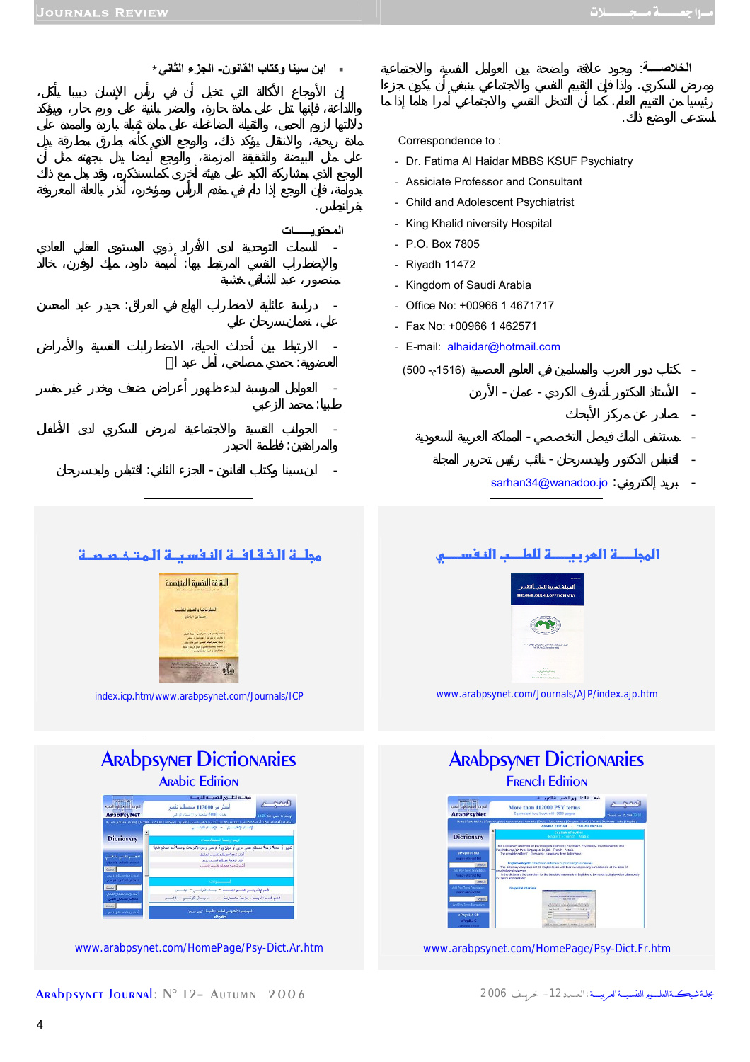الخلاصـــة: وجود علاقة واضحة بين العوامل النفسية والاجتماعية ومرض السكري. ولذا فإن القيم النفسي والاجتماعي ينبغي أن يكون جزءا رئيسيا من القيم العلاج. كما أن التدخل النفسي والاجتماعي أمرا هاما إذا ما لستدعى الوضع ذلك.

Correspondence to :

- Dr. Fatima Al Haidar MBBS KSUF Psychiatry
- Assiciate Professor and Consultant
- Child and Adolescent Psychiatrist
- King Khalid niversity Hospital
- P.O. Box 7805
- Riyadh 11472
- Kingdom of Saudi Arabia
- Office No: +00966 1 4671717
- Fax No: +00966 1 462571
- E-mail: alhaidar@hotmail.com

- كتاب دور العرب والمسلمين في العلوم العصبية (1516م- 500)
- الأستاذ الدكتور أشرف الكردي - عمان - الأردن
- صادر عن مركز الأبحاث
- مستشفى الملك فيصل التخصصي - المملكة العربية السعودية
- اقتباس الدكتور وليدسرحان - نائب رئيس تحرير المجلة
- بريد إلكتروني: sarhan34@wanadoo.jo

▪ ابن سينا وكتاب القانون- الجزء الثاني*

إن الأوجاع الكالة التي تخيل أن في رأس الإنسان دبيبا يأكل، واللذاعة، فإنها تدل على مادة حارة، والضار على ورم حار، ويؤكد دلالتها لزوم الحمى، والثقيلة الضاغطة على مادة ثقيلة باردة والممدة على مادة ريحية، والانتقال يؤكد ذلك، والوجع الذي كأنه طارق بمطرقة يدل على مثل البيضة والشقيقة المزمنة، والوجع أيضا يدل بجهته على أن الوجع الذي بمشاركة الكبد على هيئة أخرى كمستكره، وقد يدل مع ذلك بدولة، فإن الوجع إذا دام في مقدم الرأس ومؤخره، أنذر بالعلة المعروفة بقرانيطس.

المحتويـــــات

- السلمات التوحدية لدى الأفراد ذوي المستوى العقلي العادي والإضطراب النفسي المرتبط بها: أميمة داود، ميك لوفرن، خالد منصور، عبد الشافي غنيشة
- دراسة عائلية لاضطراب الهلع في العراق: حيدر عبد المحسن علي، نعمان سرحان علي
- الارتباط بين أحداث الحياة، الاضطرابات النفسية والأمراض العضوية: حمدي مصطفى، أمل عبد ا
- العوامل المرسبة لبدء ظهور أعراض ضعف وخدر غير مفسر طبيا: محمد الزعبي
- الجوانب النفسية والاجتماعية لمرض السكري لدى الأطفال والمراهقين: فاطمة الحيدر
- ابن سينا وكتاب القانون- الجزء الثاني: اقتباس وليدسرحان

## المجلـــة العربيـــة للطـــب النفســـي

www.arabpsynet.com/Journals/AJP/index.ajp.htm

## مجلة الثقافة النفسية المتخصصة

index.icp.htm/www.arabpsynet.com/Journals/ICP

## Arabpsynet Dictionaries
### French Edition

www.arabpsynet.com/HomePage/Psy-Dict.Fr.htm

## Arabpsynet Dictionaries
### Arabic Edition

www.arabpsynet.com/HomePage/Psy-Dict.Ar.htm